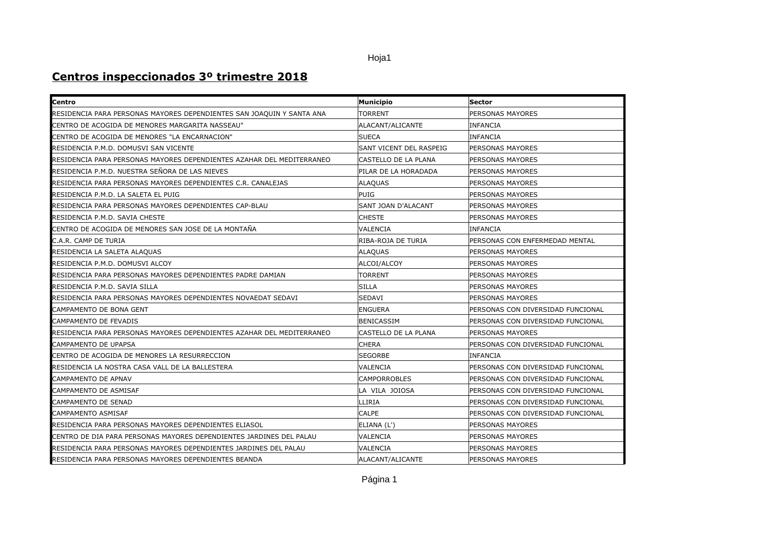## Centros inspeccionados 3º trimestre 2018

| Centro | Municipio | Sector |
|---|---|---|
| RESIDENCIA PARA PERSONAS MAYORES DEPENDIENTES SAN JOAQUIN Y SANTA ANA | TORRENT | PERSONAS MAYORES |
| CENTRO DE ACOGIDA DE MENORES MARGARITA NASSEAU" | ALACANT/ALICANTE | INFANCIA |
| CENTRO DE ACOGIDA DE MENORES "LA ENCARNACION" | SUECA | INFANCIA |
| RESIDENCIA P.M.D. DOMUSVI SAN VICENTE | SANT VICENT DEL RASPEIG | PERSONAS MAYORES |
| RESIDENCIA PARA PERSONAS MAYORES DEPENDIENTES AZAHAR DEL MEDITERRANEO | CASTELLO DE LA PLANA | PERSONAS MAYORES |
| RESIDENCIA P.M.D. NUESTRA SEÑORA DE LAS NIEVES | PILAR DE LA HORADADA | PERSONAS MAYORES |
| RESIDENCIA PARA PERSONAS MAYORES DEPENDIENTES C.R. CANALEJAS | ALAQUAS | PERSONAS MAYORES |
| RESIDENCIA P.M.D. LA SALETA EL PUIG | PUIG | PERSONAS MAYORES |
| RESIDENCIA PARA PERSONAS MAYORES DEPENDIENTES CAP-BLAU | SANT JOAN D'ALACANT | PERSONAS MAYORES |
| RESIDENCIA P.M.D. SAVIA CHESTE | CHESTE | PERSONAS MAYORES |
| CENTRO DE ACOGIDA DE MENORES SAN JOSE DE LA MONTAÑA | VALENCIA | INFANCIA |
| C.A.R. CAMP DE TURIA | RIBA-ROJA DE TURIA | PERSONAS CON ENFERMEDAD MENTAL |
| RESIDENCIA LA SALETA ALAQUAS | ALAQUAS | PERSONAS MAYORES |
| RESIDENCIA P.M.D. DOMUSVI ALCOY | ALCOI/ALCOY | PERSONAS MAYORES |
| RESIDENCIA PARA PERSONAS MAYORES DEPENDIENTES PADRE DAMIAN | TORRENT | PERSONAS MAYORES |
| RESIDENCIA P.M.D. SAVIA SILLA | SILLA | PERSONAS MAYORES |
| RESIDENCIA PARA PERSONAS MAYORES DEPENDIENTES NOVAEDAT SEDAVI | SEDAVI | PERSONAS MAYORES |
| CAMPAMENTO DE BONA GENT | ENGUERA | PERSONAS CON DIVERSIDAD FUNCIONAL |
| CAMPAMENTO DE FEVADIS | BENICASSIM | PERSONAS CON DIVERSIDAD FUNCIONAL |
| RESIDENCIA PARA PERSONAS MAYORES DEPENDIENTES AZAHAR DEL MEDITERRANEO | CASTELLO DE LA PLANA | PERSONAS MAYORES |
| CAMPAMENTO DE UPAPSA | CHERA | PERSONAS CON DIVERSIDAD FUNCIONAL |
| CENTRO DE ACOGIDA DE MENORES LA RESURRECCION | SEGORBE | INFANCIA |
| RESIDENCIA LA NOSTRA CASA VALL DE LA BALLESTERA | VALENCIA | PERSONAS CON DIVERSIDAD FUNCIONAL |
| CAMPAMENTO DE APNAV | CAMPORROBLES | PERSONAS CON DIVERSIDAD FUNCIONAL |
| CAMPAMENTO DE ASMISAF | LA VILA JOIOSA | PERSONAS CON DIVERSIDAD FUNCIONAL |
| CAMPAMENTO DE SENAD | LLIRIA | PERSONAS CON DIVERSIDAD FUNCIONAL |
| CAMPAMENTO ASMISAF | CALPE | PERSONAS CON DIVERSIDAD FUNCIONAL |
| RESIDENCIA PARA PERSONAS MAYORES DEPENDIENTES ELIASOL | ELIANA (L') | PERSONAS MAYORES |
| CENTRO DE DIA PARA PERSONAS MAYORES DEPENDIENTES JARDINES DEL PALAU | VALENCIA | PERSONAS MAYORES |
| RESIDENCIA PARA PERSONAS MAYORES DEPENDIENTES JARDINES DEL PALAU | VALENCIA | PERSONAS MAYORES |
| RESIDENCIA PARA PERSONAS MAYORES DEPENDIENTES BEANDA | ALACANT/ALICANTE | PERSONAS MAYORES |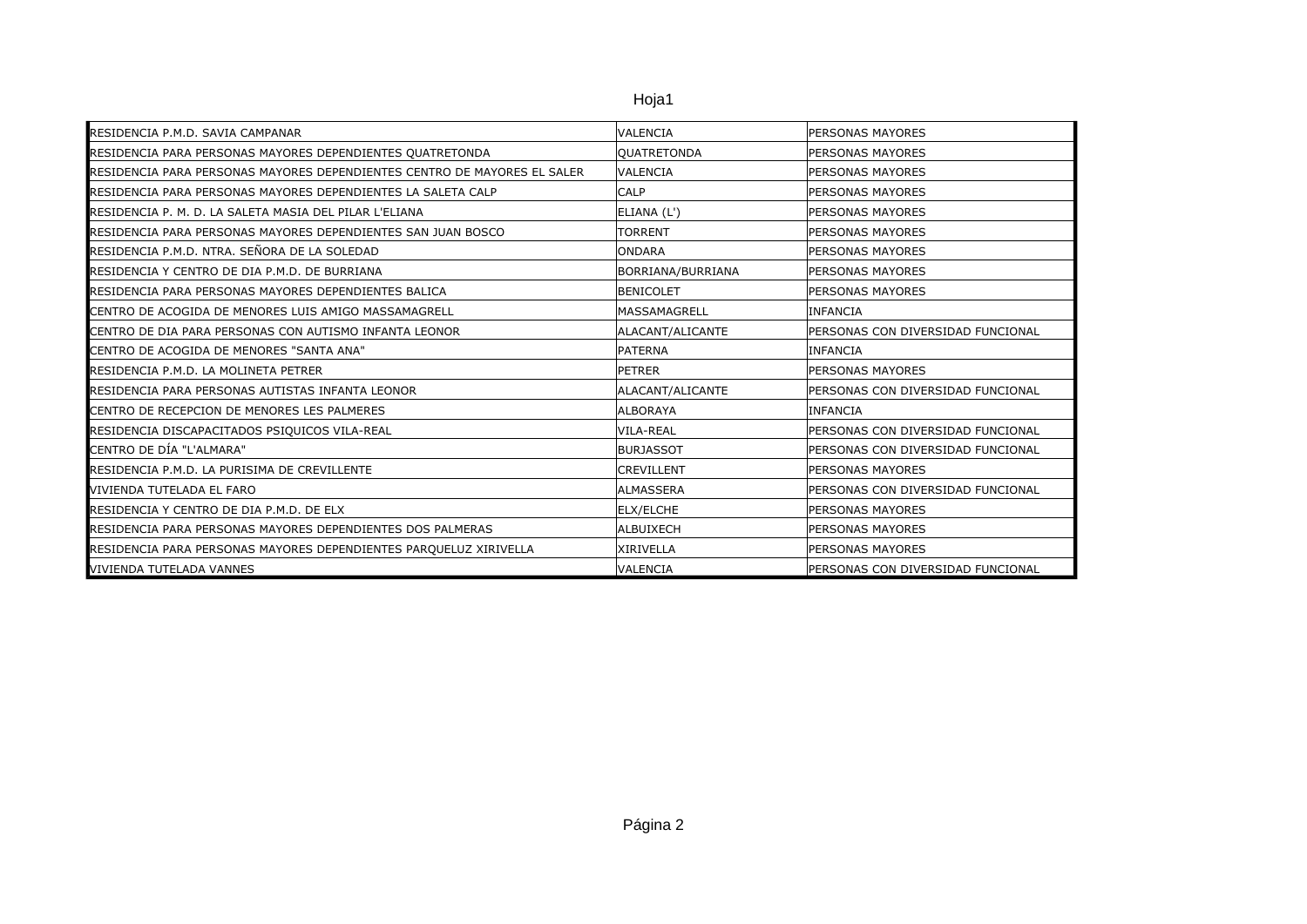| | | |
|---|---|---|
| RESIDENCIA P.M.D. SAVIA CAMPANAR | VALENCIA | PERSONAS MAYORES |
| RESIDENCIA PARA PERSONAS MAYORES DEPENDIENTES QUATRETONDA | QUATRETONDA | PERSONAS MAYORES |
| RESIDENCIA PARA PERSONAS MAYORES DEPENDIENTES CENTRO DE MAYORES EL SALER | VALENCIA | PERSONAS MAYORES |
| RESIDENCIA PARA PERSONAS MAYORES DEPENDIENTES LA SALETA CALP | CALP | PERSONAS MAYORES |
| RESIDENCIA P. M. D. LA SALETA MASIA DEL PILAR L'ELIANA | ELIANA (L') | PERSONAS MAYORES |
| RESIDENCIA PARA PERSONAS MAYORES DEPENDIENTES SAN JUAN BOSCO | TORRENT | PERSONAS MAYORES |
| RESIDENCIA P.M.D. NTRA. SEÑORA DE LA SOLEDAD | ONDARA | PERSONAS MAYORES |
| RESIDENCIA Y CENTRO DE DIA P.M.D. DE BURRIANA | BORRIANA/BURRIANA | PERSONAS MAYORES |
| RESIDENCIA PARA PERSONAS MAYORES DEPENDIENTES BALICA | BENICOLET | PERSONAS MAYORES |
| CENTRO DE ACOGIDA DE MENORES LUIS AMIGO MASSAMAGRELL | MASSAMAGRELL | INFANCIA |
| CENTRO DE DIA PARA PERSONAS CON AUTISMO INFANTA LEONOR | ALACANT/ALICANTE | PERSONAS CON DIVERSIDAD FUNCIONAL |
| CENTRO DE ACOGIDA DE MENORES "SANTA ANA" | PATERNA | INFANCIA |
| RESIDENCIA P.M.D. LA MOLINETA PETRER | PETRER | PERSONAS MAYORES |
| RESIDENCIA PARA PERSONAS AUTISTAS INFANTA LEONOR | ALACANT/ALICANTE | PERSONAS CON DIVERSIDAD FUNCIONAL |
| CENTRO DE RECEPCION DE MENORES LES PALMERES | ALBORAYA | INFANCIA |
| RESIDENCIA DISCAPACITADOS PSIQUICOS VILA-REAL | VILA-REAL | PERSONAS CON DIVERSIDAD FUNCIONAL |
| CENTRO DE DÍA "L'ALMARA" | BURJASSOT | PERSONAS CON DIVERSIDAD FUNCIONAL |
| RESIDENCIA P.M.D. LA PURISIMA DE CREVILLENTE | CREVILLENT | PERSONAS MAYORES |
| VIVIENDA TUTELADA EL FARO | ALMASSERA | PERSONAS CON DIVERSIDAD FUNCIONAL |
| RESIDENCIA Y CENTRO DE DIA P.M.D. DE ELX | ELX/ELCHE | PERSONAS MAYORES |
| RESIDENCIA PARA PERSONAS MAYORES DEPENDIENTES DOS PALMERAS | ALBUIXECH | PERSONAS MAYORES |
| RESIDENCIA PARA PERSONAS MAYORES DEPENDIENTES PARQUELUZ XIRIVELLA | XIRIVELLA | PERSONAS MAYORES |
| VIVIENDA TUTELADA VANNES | VALENCIA | PERSONAS CON DIVERSIDAD FUNCIONAL |